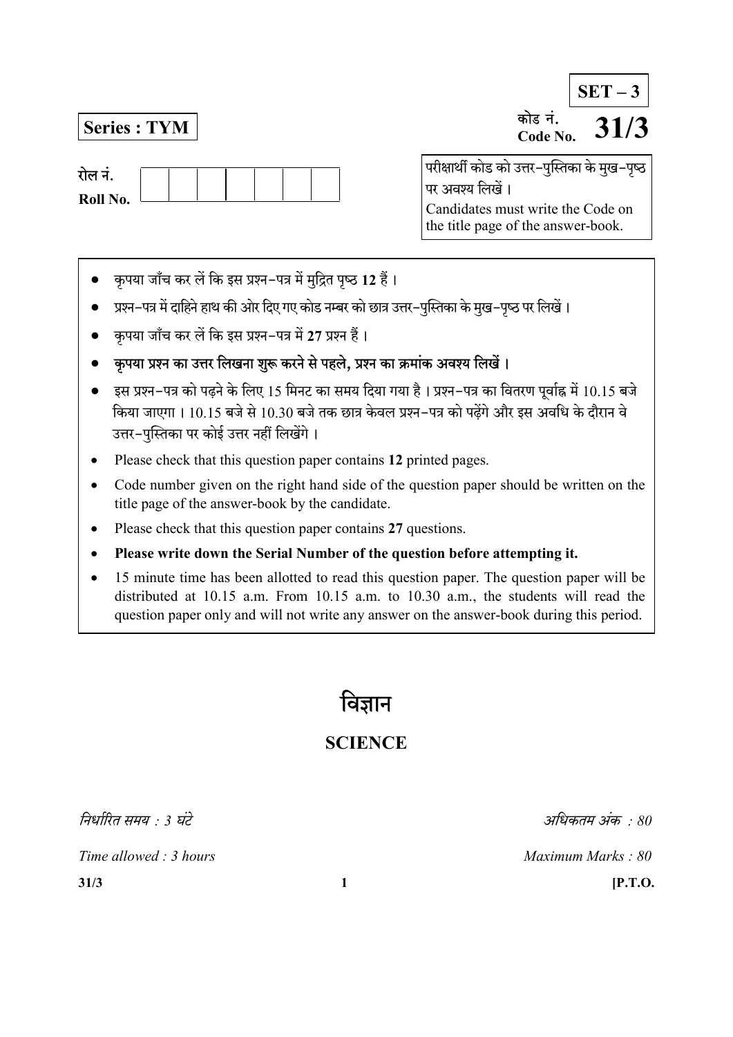**SET – 3**

**Series : TYM**

कोड नं.
Code No. **31/3**

रोल नं.
Roll No. | | | | | | | | |

परीक्षार्थी कोड को उत्तर-पुस्तिका के मुख-पृष्ठ पर अवश्य लिखें ।
Candidates must write the Code on the title page of the answer-book.

- कृपया जाँच कर लें कि इस प्रश्न-पत्र में मुद्रित पृष्ठ **12** हैं ।
- प्रश्न-पत्र में दाहिने हाथ की ओर दिए गए कोड नम्बर को छात्र उत्तर-पुस्तिका के मुख-पृष्ठ पर लिखें ।
- कृपया जाँच कर लें कि इस प्रश्न-पत्र में **27** प्रश्न हैं ।
- **कृपया प्रश्न का उत्तर लिखना शुरू करने से पहले, प्रश्न का क्रमांक अवश्य लिखें ।**
- इस प्रश्न-पत्र को पढ़ने के लिए 15 मिनट का समय दिया गया है । प्रश्न-पत्र का वितरण पूर्वाह्न में 10.15 बजे किया जाएगा । 10.15 बजे से 10.30 बजे तक छात्र केवल प्रश्न-पत्र को पढ़ेंगे और इस अवधि के दौरान वे उत्तर-पुस्तिका पर कोई उत्तर नहीं लिखेंगे ।
- Please check that this question paper contains **12** printed pages.
- Code number given on the right hand side of the question paper should be written on the title page of the answer-book by the candidate.
- Please check that this question paper contains **27** questions.
- **Please write down the Serial Number of the question before attempting it.**
- 15 minute time has been allotted to read this question paper. The question paper will be distributed at 10.15 a.m. From 10.15 a.m. to 10.30 a.m., the students will read the question paper only and will not write any answer on the answer-book during this period.

# विज्ञान

## SCIENCE

*निर्धारित समय : 3 घंटे* | *अधिकतम अंक : 80*

*Time allowed : 3 hours* | *Maximum Marks : 80*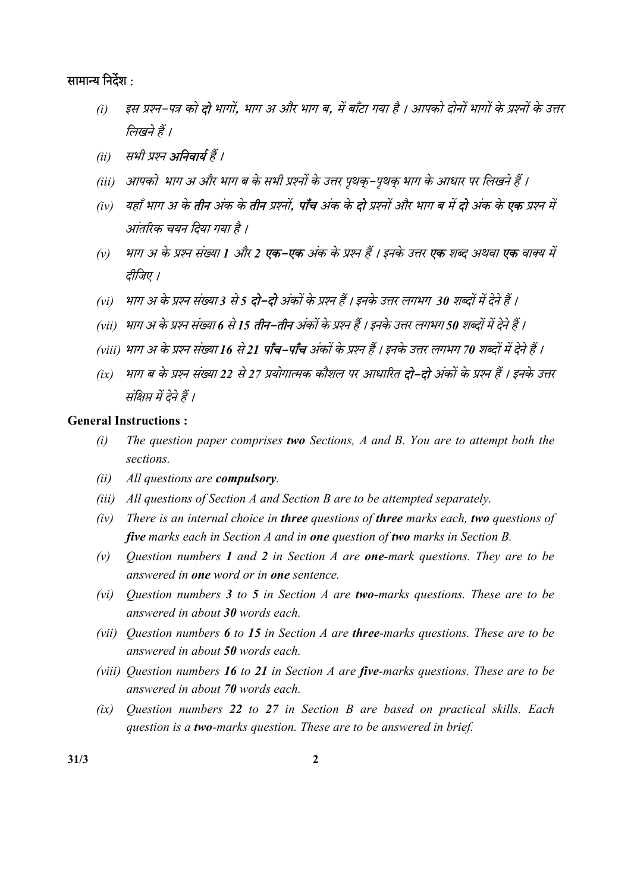सामान्य निर्देश :

*(i)* *इस प्रश्न-पत्र को **दो** भागों, भाग अ और भाग ब, में बाँटा गया है । आपको दोनों भागों के प्रश्नों के उत्तर लिखने हैं ।*

*(ii)* *सभी प्रश्न **अनिवार्य** हैं ।*

*(iii)* *आपको भाग अ और भाग ब के सभी प्रश्नों के उत्तर पृथक्-पृथक् भाग के आधार पर लिखने हैं ।*

*(iv)* *यहाँ भाग अ के **तीन** अंक के **तीन** प्रश्नों, **पाँच** अंक के **दो** प्रश्नों और भाग ब में **दो** अंक के **एक** प्रश्न में आंतरिक चयन दिया गया है ।*

*(v)* *भाग अ के प्रश्न संख्या **1** और **2** **एक-एक** अंक के प्रश्न हैं । इनके उत्तर **एक** शब्द अथवा **एक** वाक्य में दीजिए ।*

*(vi)* *भाग अ के प्रश्न संख्या **3** से **5** **दो-दो** अंकों के प्रश्न हैं । इनके उत्तर लगभग **30** शब्दों में देने हैं ।*

*(vii)* *भाग अ के प्रश्न संख्या **6** से **15** **तीन-तीन** अंकों के प्रश्न हैं । इनके उत्तर लगभग **50** शब्दों में देने हैं ।*

*(viii)* *भाग अ के प्रश्न संख्या **16** से **21** **पाँच-पाँच** अंकों के प्रश्न हैं । इनके उत्तर लगभग **70** शब्दों में देने हैं ।*

*(ix)* *भाग ब के प्रश्न संख्या **22** से **27** प्रयोगात्मक कौशल पर आधारित **दो-दो** अंकों के प्रश्न हैं । इनके उत्तर संक्षिप्त में देने हैं ।*

**General Instructions :**

*(i)* *The question paper comprises **two** Sections, A and B. You are to attempt both the sections.*

*(ii)* *All questions are **compulsory**.*

*(iii)* *All questions of Section A and Section B are to be attempted separately.*

*(iv)* *There is an internal choice in **three** questions of **three** marks each, **two** questions of **five** marks each in Section A and in **one** question of **two** marks in Section B.*

*(v)* *Question numbers **1** and **2** in Section A are **one**-mark questions. They are to be answered in **one** word or in **one** sentence.*

*(vi)* *Question numbers **3** to **5** in Section A are **two**-marks questions. These are to be answered in about **30** words each.*

*(vii)* *Question numbers **6** to **15** in Section A are **three**-marks questions. These are to be answered in about **50** words each.*

*(viii)* *Question numbers **16** to **21** in Section A are **five**-marks questions. These are to be answered in about **70** words each.*

*(ix)* *Question numbers **22** to **27** in Section B are based on practical skills. Each question is a **two**-marks question. These are to be answered in brief.*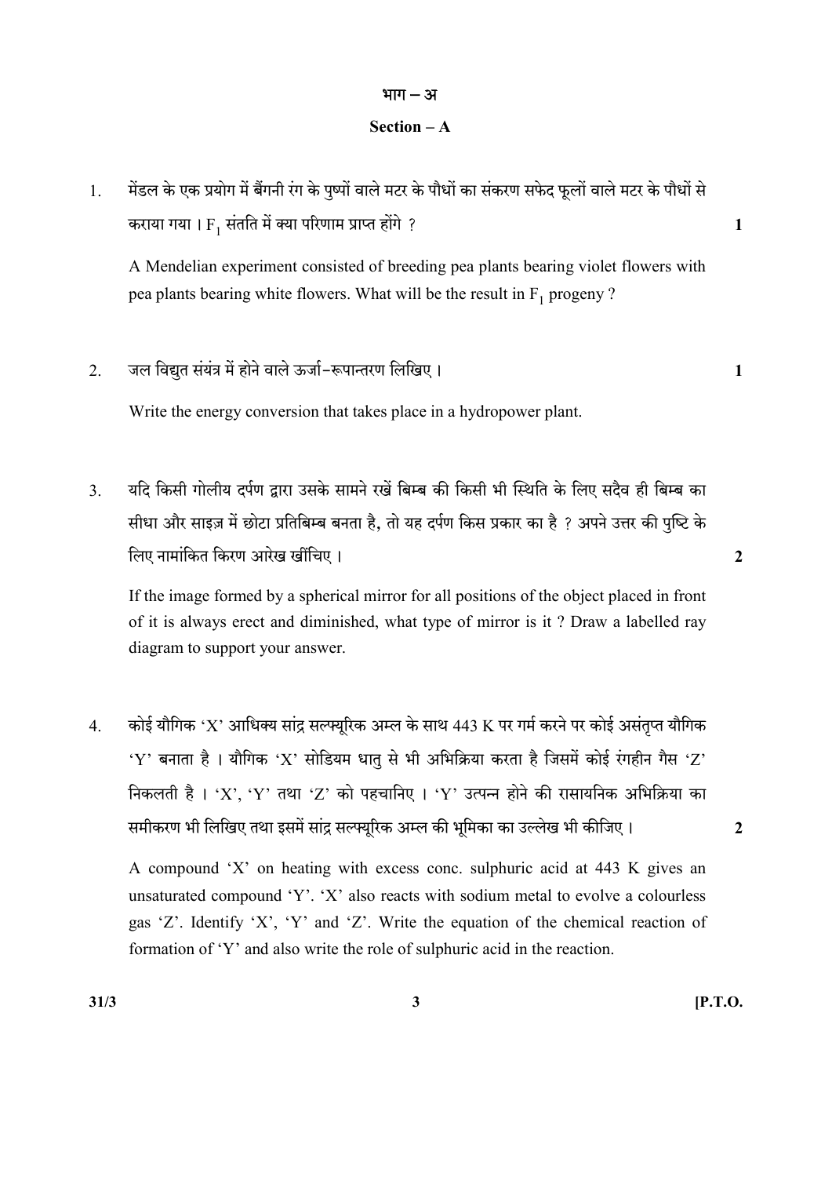## भाग – अ

## Section – A

1. मेंडल के एक प्रयोग में बैंगनी रंग के पुष्पों वाले मटर के पौधों का संकरण सफेद फूलों वाले मटर के पौधों से कराया गया । $F_1$ संतति में क्या परिणाम प्राप्त होंगे ? **1**

   A Mendelian experiment consisted of breeding pea plants bearing violet flowers with pea plants bearing white flowers. What will be the result in $F_1$ progeny ?

2. जल विद्युत संयंत्र में होने वाले ऊर्जा–रूपान्तरण लिखिए । **1**

   Write the energy conversion that takes place in a hydropower plant.

3. यदि किसी गोलीय दर्पण द्वारा उसके सामने रखें बिम्ब की किसी भी स्थिति के लिए सदैव ही बिम्ब का सीधा और साइज़ में छोटा प्रतिबिम्ब बनता है, तो यह दर्पण किस प्रकार का है ? अपने उत्तर की पुष्टि के लिए नामांकित किरण आरेख खींचिए । **2**

   If the image formed by a spherical mirror for all positions of the object placed in front of it is always erect and diminished, what type of mirror is it ? Draw a labelled ray diagram to support your answer.

4. कोई यौगिक 'X' आधिक्य सांद्र सल्फ्यूरिक अम्ल के साथ 443 K पर गर्म करने पर कोई असंतृप्त यौगिक 'Y' बनाता है । यौगिक 'X' सोडियम धातु से भी अभिक्रिया करता है जिसमें कोई रंगहीन गैस 'Z' निकलती है । 'X', 'Y' तथा 'Z' को पहचानिए । 'Y' उत्पन्न होने की रासायनिक अभिक्रिया का समीकरण भी लिखिए तथा इसमें सांद्र सल्फ्यूरिक अम्ल की भूमिका का उल्लेख भी कीजिए । **2**

   A compound 'X' on heating with excess conc. sulphuric acid at 443 K gives an unsaturated compound 'Y'. 'X' also reacts with sodium metal to evolve a colourless gas 'Z'. Identify 'X', 'Y' and 'Z'. Write the equation of the chemical reaction of formation of 'Y' and also write the role of sulphuric acid in the reaction.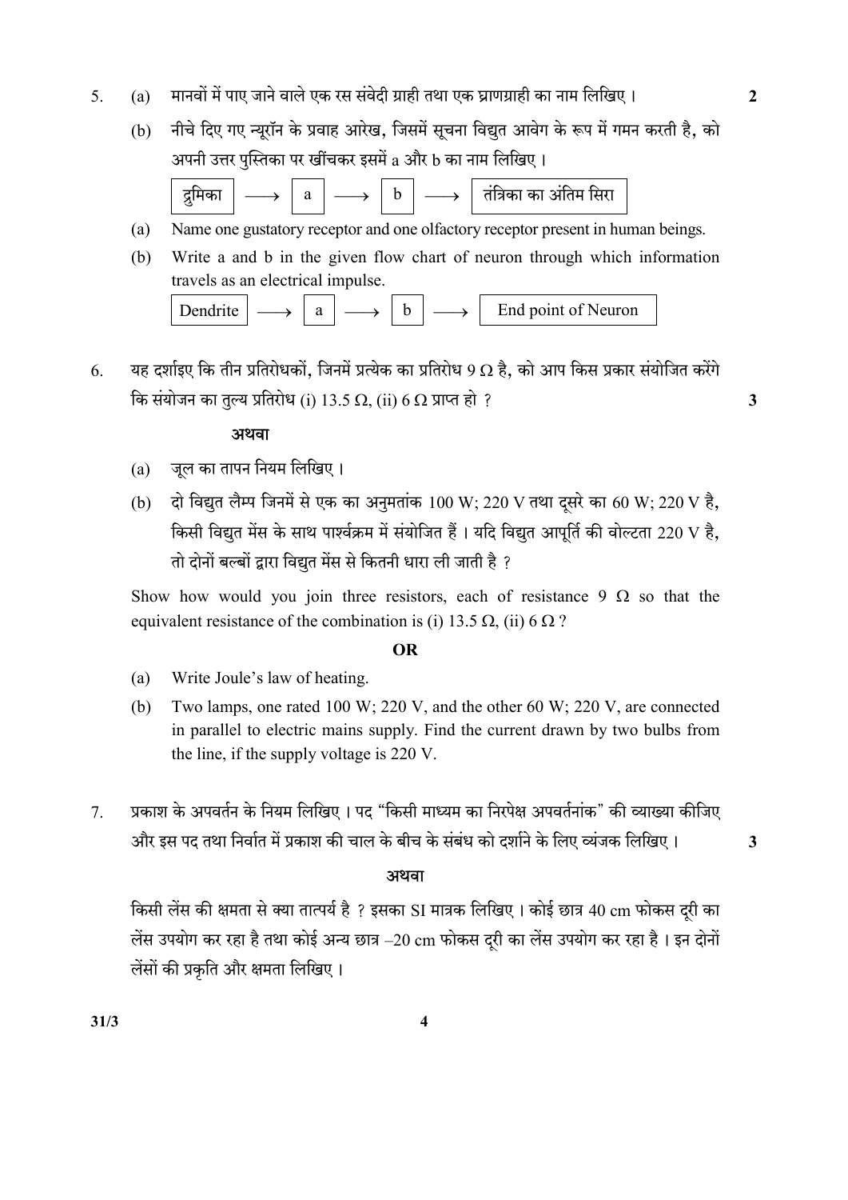5. (a) मानवों में पाए जाने वाले एक रस संवेदी ग्राही तथा एक प्राणग्राही का नाम लिखिए। **2**

   (b) नीचे दिए गए न्यूरॉन के प्रवाह आरेख, जिसमें सूचना विद्युत आवेग के रूप में गमन करती है, को अपनी उत्तर पुस्तिका पर खींचकर इसमें a और b का नाम लिखिए।

   द्रुमिका ⟶ a ⟶ b ⟶ तंत्रिका का अंतिम सिरा

   (a) Name one gustatory receptor and one olfactory receptor present in human beings.

   (b) Write a and b in the given flow chart of neuron through which information travels as an electrical impulse.

   Dendrite ⟶ a ⟶ b ⟶ End point of Neuron

6. यह दर्शाइए कि तीन प्रतिरोधकों, जिनमें प्रत्येक का प्रतिरोध $9\ \Omega$ है, को आप किस प्रकार संयोजित करेंगे कि संयोजन का तुल्य प्रतिरोध (i) $13.5\ \Omega$, (ii) $6\ \Omega$ प्राप्त हो ? **3**

   **अथवा**

   (a) जूल का तापन नियम लिखिए।

   (b) दो विद्युत लैम्प जिनमें से एक का अनुमतांक 100 W; 220 V तथा दूसरे का 60 W; 220 V है, किसी विद्युत मेंस के साथ पार्श्वक्रम में संयोजित हैं। यदि विद्युत आपूर्ति की वोल्टता 220 V है, तो दोनों बल्बों द्वारा विद्युत मेंस से कितनी धारा ली जाती है ?

   Show how would you join three resistors, each of resistance $9\ \Omega$ so that the equivalent resistance of the combination is (i) $13.5\ \Omega$, (ii) $6\ \Omega$ ?

   **OR**

   (a) Write Joule's law of heating.

   (b) Two lamps, one rated 100 W; 220 V, and the other 60 W; 220 V, are connected in parallel to electric mains supply. Find the current drawn by two bulbs from the line, if the supply voltage is 220 V.

7. प्रकाश के अपवर्तन के नियम लिखिए। पद "किसी माध्यम का निरपेक्ष अपवर्तनांक" की व्याख्या कीजिए और इस पद तथा निर्वात में प्रकाश की चाल के बीच के संबंध को दर्शाने के लिए व्यंजक लिखिए। **3**

   **अथवा**

   किसी लेंस की क्षमता से क्या तात्पर्य है ? इसका SI मात्रक लिखिए। कोई छात्र 40 cm फोकस दूरी का लेंस उपयोग कर रहा है तथा कोई अन्य छात्र –20 cm फोकस दूरी का लेंस उपयोग कर रहा है। इन दोनों लेंसों की प्रकृति और क्षमता लिखिए।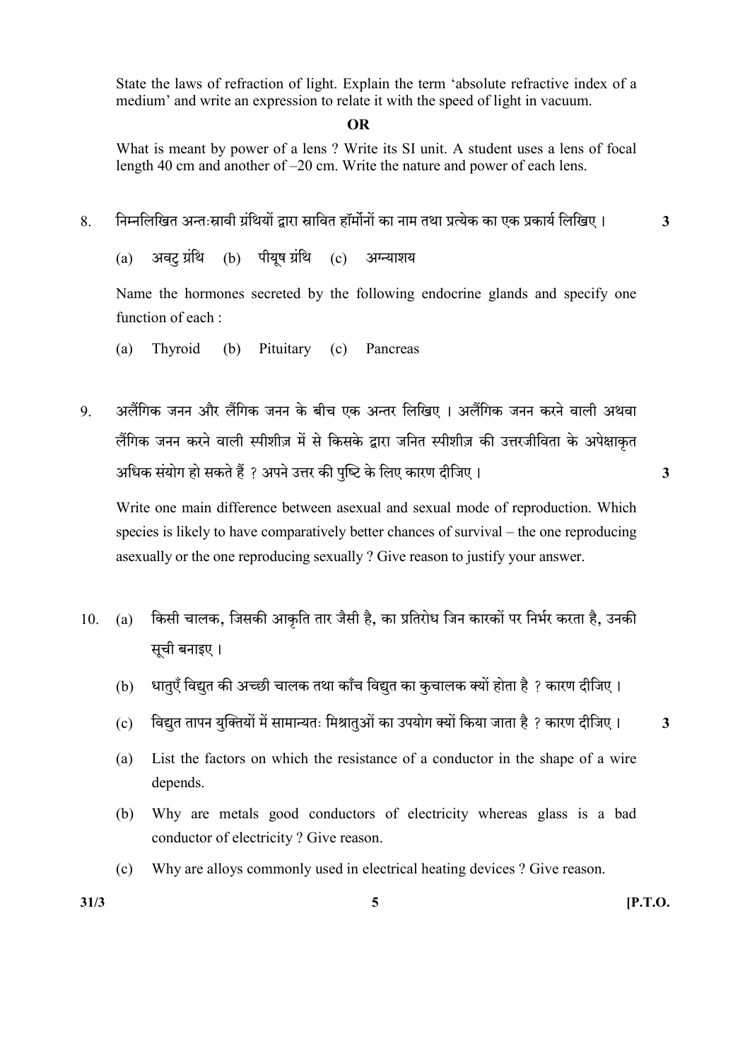State the laws of refraction of light. Explain the term 'absolute refractive index of a medium' and write an expression to relate it with the speed of light in vacuum.

**OR**

What is meant by power of a lens ? Write its SI unit. A student uses a lens of focal length 40 cm and another of –20 cm. Write the nature and power of each lens.

8. निम्नलिखित अन्तःस्रावी ग्रंथियों द्वारा स्रावित हॉर्मोनों का नाम तथा प्रत्येक का एक प्रकार्य लिखिए । **3**

   (a) अवटु ग्रंथि (b) पीयूष ग्रंथि (c) अग्न्याशय

   Name the hormones secreted by the following endocrine glands and specify one function of each :

   (a) Thyroid (b) Pituitary (c) Pancreas

9. अलैंगिक जनन और लैंगिक जनन के बीच एक अन्तर लिखिए । अलैंगिक जनन करने वाली अथवा लैंगिक जनन करने वाली स्पीशीज़ में से किसके द्वारा जनित स्पीशीज़ की उत्तरजीविता के अपेक्षाकृत अधिक संयोग हो सकते हैं ? अपने उत्तर की पुष्टि के लिए कारण दीजिए । **3**

   Write one main difference between asexual and sexual mode of reproduction. Which species is likely to have comparatively better chances of survival – the one reproducing asexually or the one reproducing sexually ? Give reason to justify your answer.

10. (a) किसी चालक, जिसकी आकृति तार जैसी है, का प्रतिरोध जिन कारकों पर निर्भर करता है, उनकी सूची बनाइए ।

    (b) धातुएँ विद्युत की अच्छी चालक तथा काँच विद्युत का कुचालक क्यों होता है ? कारण दीजिए ।

    (c) विद्युत तापन युक्तियों में सामान्यतः मिश्रातुओं का उपयोग क्यों किया जाता है ? कारण दीजिए । **3**

    (a) List the factors on which the resistance of a conductor in the shape of a wire depends.

    (b) Why are metals good conductors of electricity whereas glass is a bad conductor of electricity ? Give reason.

    (c) Why are alloys commonly used in electrical heating devices ? Give reason.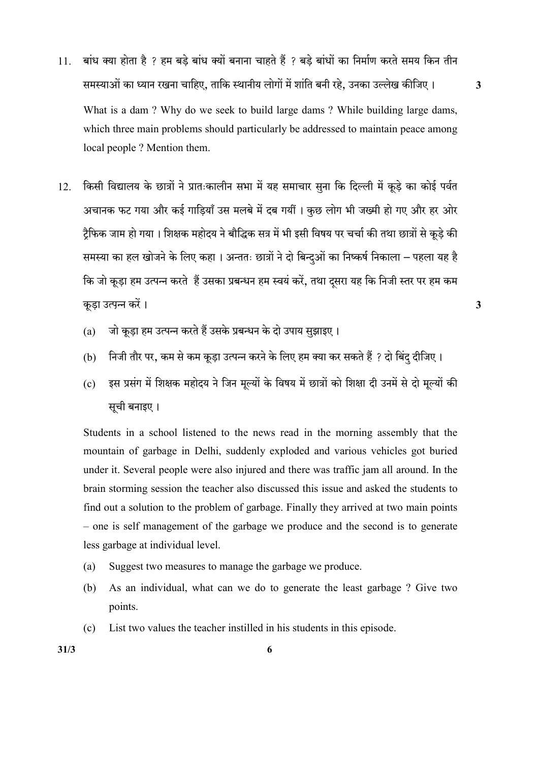11. बांध क्या होता है ? हम बड़े बांध क्यों बनाना चाहते हैं ? बड़े बांधों का निर्माण करते समय किन तीन समस्याओं का ध्यान रखना चाहिए, ताकि स्थानीय लोगों में शांति बनी रहे, उनका उल्लेख कीजिए । **3**

    What is a dam ? Why do we seek to build large dams ? While building large dams, which three main problems should particularly be addressed to maintain peace among local people ? Mention them.

12. किसी विद्यालय के छात्रों ने प्रातःकालीन सभा में यह समाचार सुना कि दिल्ली में कूड़े का कोई पर्वत अचानक फट गया और कई गाड़ियाँ उस मलबे में दब गयीं । कुछ लोग भी जख्मी हो गए और हर ओर ट्रैफिक जाम हो गया । शिक्षक महोदय ने बौद्धिक सत्र में भी इसी विषय पर चर्चा की तथा छात्रों से कूड़े की समस्या का हल खोजने के लिए कहा । अन्ततः छात्रों ने दो बिन्दुओं का निष्कर्ष निकाला – पहला यह है कि जो कूड़ा हम उत्पन्न करते हैं उसका प्रबन्धन हम स्वयं करें, तथा दूसरा यह कि निजी स्तर पर हम कम कूड़ा उत्पन्न करें । **3**

    (a) जो कूड़ा हम उत्पन्न करते हैं उसके प्रबन्धन के दो उपाय सुझाइए ।

    (b) निजी तौर पर, कम से कम कूड़ा उत्पन्न करने के लिए हम क्या कर सकते हैं ? दो बिंदु दीजिए ।

    (c) इस प्रसंग में शिक्षक महोदय ने जिन मूल्यों के विषय में छात्रों को शिक्षा दी उनमें से दो मूल्यों की सूची बनाइए ।

    Students in a school listened to the news read in the morning assembly that the mountain of garbage in Delhi, suddenly exploded and various vehicles got buried under it. Several people were also injured and there was traffic jam all around. In the brain storming session the teacher also discussed this issue and asked the students to find out a solution to the problem of garbage. Finally they arrived at two main points – one is self management of the garbage we produce and the second is to generate less garbage at individual level.

    (a) Suggest two measures to manage the garbage we produce.

    (b) As an individual, what can we do to generate the least garbage ? Give two points.

    (c) List two values the teacher instilled in his students in this episode.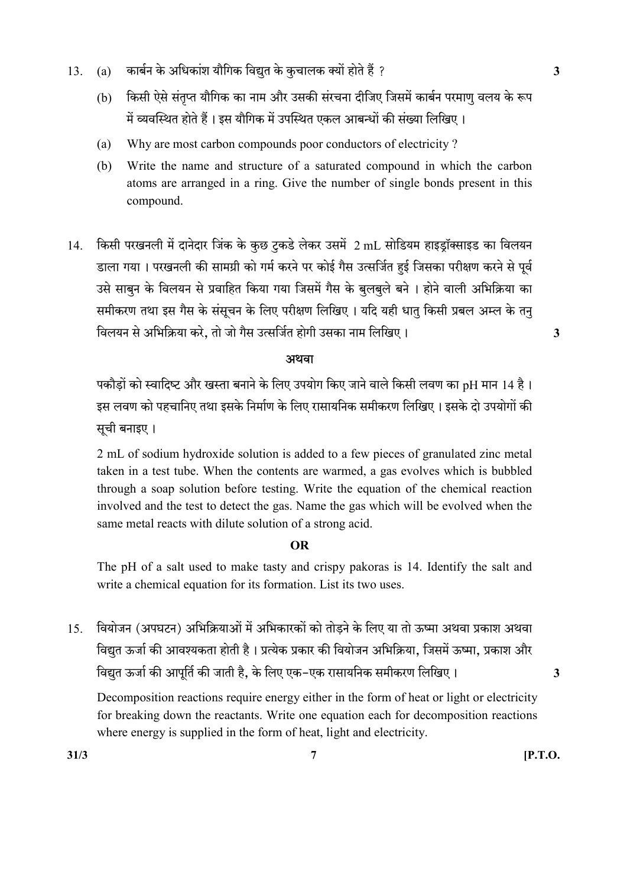13. (a) कार्बन के अधिकांश यौगिक विद्युत के कुचालक क्यों होते हैं ? **3**

(b) किसी ऐसे संतृप्त यौगिक का नाम और उसकी संरचना दीजिए जिसमें कार्बन परमाणु वलय के रूप में व्यवस्थित होते हैं । इस यौगिक में उपस्थित एकल आबन्धों की संख्या लिखिए ।

(a) Why are most carbon compounds poor conductors of electricity ?

(b) Write the name and structure of a saturated compound in which the carbon atoms are arranged in a ring. Give the number of single bonds present in this compound.

14. किसी परखनली में दानेदार जिंक के कुछ टुकडे लेकर उसमें 2 mL सोडियम हाइड्रॉक्साइड का विलयन डाला गया । परखनली की सामग्री को गर्म करने पर कोई गैस उत्सर्जित हुई जिसका परीक्षण करने से पूर्व उसे साबुन के विलयन से प्रवाहित किया गया जिसमें गैस के बुलबुले बने । होने वाली अभिक्रिया का समीकरण तथा इस गैस के संसूचन के लिए परीक्षण लिखिए । यदि यही धातु किसी प्रबल अम्ल के तनु विलयन से अभिक्रिया करे, तो जो गैस उत्सर्जित होगी उसका नाम लिखिए । **3**

**अथवा**

पकौड़ों को स्वादिष्ट और खस्ता बनाने के लिए उपयोग किए जाने वाले किसी लवण का pH मान 14 है । इस लवण को पहचानिए तथा इसके निर्माण के लिए रासायनिक समीकरण लिखिए । इसके दो उपयोगों की सूची बनाइए ।

2 mL of sodium hydroxide solution is added to a few pieces of granulated zinc metal taken in a test tube. When the contents are warmed, a gas evolves which is bubbled through a soap solution before testing. Write the equation of the chemical reaction involved and the test to detect the gas. Name the gas which will be evolved when the same metal reacts with dilute solution of a strong acid.

**OR**

The pH of a salt used to make tasty and crispy pakoras is 14. Identify the salt and write a chemical equation for its formation. List its two uses.

15. वियोजन (अपघटन) अभिक्रियाओं में अभिकारकों को तोड़ने के लिए या तो ऊष्मा अथवा प्रकाश अथवा विद्युत ऊर्जा की आवश्यकता होती है । प्रत्येक प्रकार की वियोजन अभिक्रिया, जिसमें ऊष्मा, प्रकाश और विद्युत ऊर्जा की आपूर्ति की जाती है, के लिए एक-एक रासायनिक समीकरण लिखिए । **3**

Decomposition reactions require energy either in the form of heat or light or electricity for breaking down the reactants. Write one equation each for decomposition reactions where energy is supplied in the form of heat, light and electricity.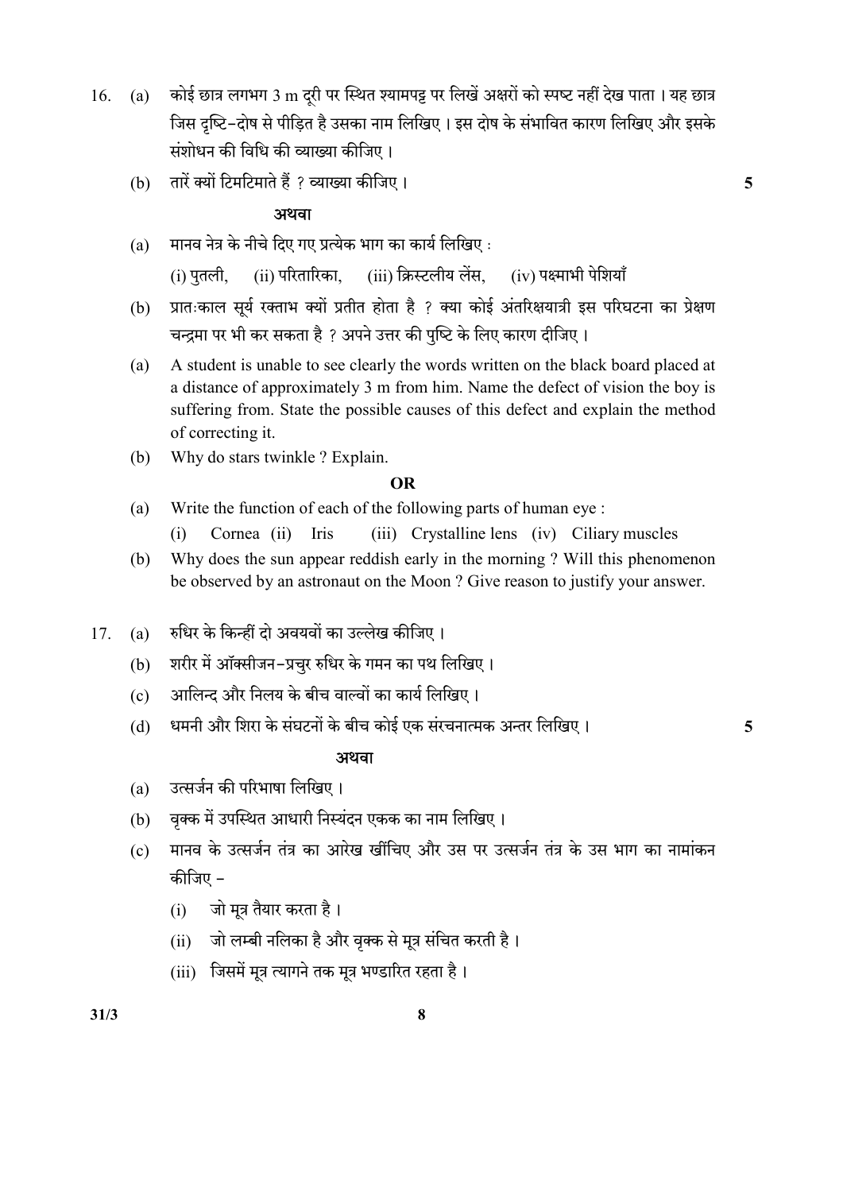16. (a) कोई छात्र लगभग 3 m दूरी पर स्थित श्यामपट्ट पर लिखें अक्षरों को स्पष्ट नहीं देख पाता । यह छात्र जिस दृष्टि-दोष से पीड़ित है उसका नाम लिखिए । इस दोष के संभावित कारण लिखिए और इसके संशोधन की विधि की व्याख्या कीजिए ।

(b) तारें क्यों टिमटिमाते हैं ? व्याख्या कीजिए । **5**

**अथवा**

(a) मानव नेत्र के नीचे दिए गए प्रत्येक भाग का कार्य लिखिए :

(i) पुतली, (ii) परितारिका, (iii) क्रिस्टलीय लेंस, (iv) पक्ष्माभी पेशियाँ

(b) प्रातःकाल सूर्य रक्ताभ क्यों प्रतीत होता है ? क्या कोई अंतरिक्षयात्री इस परिघटना का प्रेक्षण चन्द्रमा पर भी कर सकता है ? अपने उत्तर की पुष्टि के लिए कारण दीजिए ।

(a) A student is unable to see clearly the words written on the black board placed at a distance of approximately 3 m from him. Name the defect of vision the boy is suffering from. State the possible causes of this defect and explain the method of correcting it.

(b) Why do stars twinkle ? Explain.

**OR**

(a) Write the function of each of the following parts of human eye :

(i) Cornea (ii) Iris (iii) Crystalline lens (iv) Ciliary muscles

(b) Why does the sun appear reddish early in the morning ? Will this phenomenon be observed by an astronaut on the Moon ? Give reason to justify your answer.

17. (a) रुधिर के किन्हीं दो अवयवों का उल्लेख कीजिए ।

(b) शरीर में ऑक्सीजन-प्रचुर रुधिर के गमन का पथ लिखिए ।

(c) आलिन्द और निलय के बीच वाल्वों का कार्य लिखिए ।

(d) धमनी और शिरा के संघटनों के बीच कोई एक संरचनात्मक अन्तर लिखिए । **5**

**अथवा**

(a) उत्सर्जन की परिभाषा लिखिए ।

(b) वृक्क में उपस्थित आधारी निस्यंदन एकक का नाम लिखिए ।

(c) मानव के उत्सर्जन तंत्र का आरेख खींचिए और उस पर उत्सर्जन तंत्र के उस भाग का नामांकन कीजिए –

(i) जो मूत्र तैयार करता है ।

(ii) जो लम्बी नलिका है और वृक्क से मूत्र संचित करती है ।

(iii) जिसमें मूत्र त्यागने तक मूत्र भण्डारित रहता है ।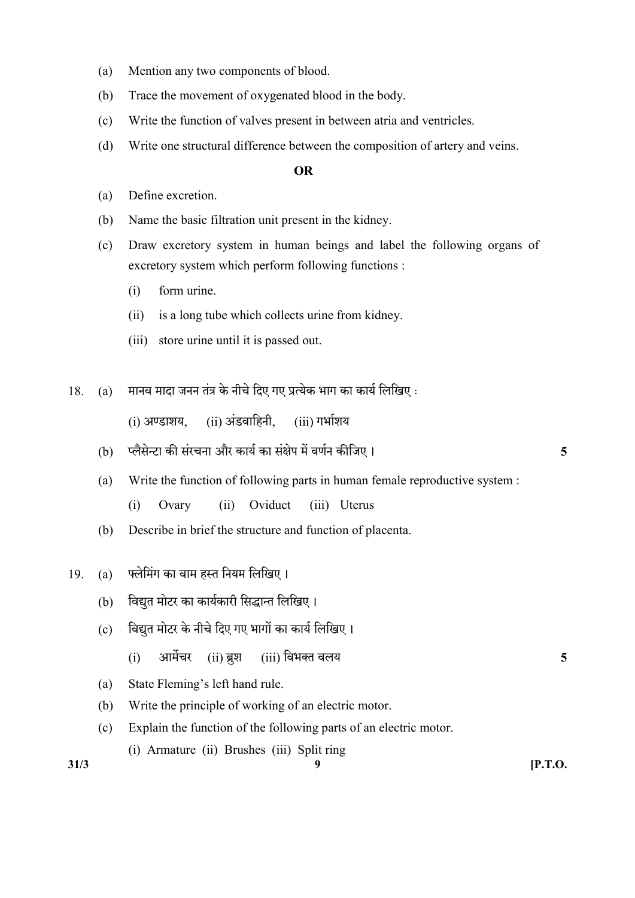(a) Mention any two components of blood.

(b) Trace the movement of oxygenated blood in the body.

(c) Write the function of valves present in between atria and ventricles.

(d) Write one structural difference between the composition of artery and veins.

**OR**

(a) Define excretion.

(b) Name the basic filtration unit present in the kidney.

(c) Draw excretory system in human beings and label the following organs of excretory system which perform following functions :

(i) form urine.

(ii) is a long tube which collects urine from kidney.

(iii) store urine until it is passed out.

18. (a) मानव मादा जनन तंत्र के नीचे दिए गए प्रत्येक भाग का कार्य लिखिए :

(i) अण्डाशय, (ii) अंडवाहिनी, (iii) गर्भाशय

(b) प्लैसेन्टा की संरचना और कार्य का संक्षेप में वर्णन कीजिए । **5**

(a) Write the function of following parts in human female reproductive system :

(i) Ovary (ii) Oviduct (iii) Uterus

(b) Describe in brief the structure and function of placenta.

19. (a) फ्लेमिंग का वाम हस्त नियम लिखिए ।

(b) विद्युत मोटर का कार्यकारी सिद्धान्त लिखिए ।

(c) विद्युत मोटर के नीचे दिए गए भागों का कार्य लिखिए ।

(i) आर्मेचर (ii) ब्रुश (iii) विभक्त वलय **5**

(a) State Fleming's left hand rule.

(b) Write the principle of working of an electric motor.

(c) Explain the function of the following parts of an electric motor.

(i) Armature (ii) Brushes (iii) Split ring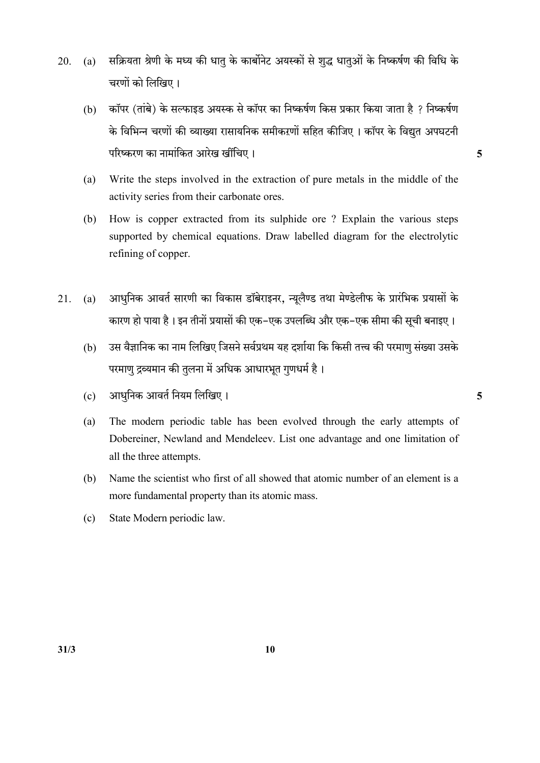20. (a) सक्रियता श्रेणी के मध्य की धातु के कार्बोनेट अयस्कों से शुद्ध धातुओं के निष्कर्षण की विधि के चरणों को लिखिए ।

 (b) कॉपर (तांबे) के सल्फाइड अयस्क से कॉपर का निष्कर्षण किस प्रकार किया जाता है ? निष्कर्षण के विभिन्न चरणों की व्याख्या रासायनिक समीकरणों सहित कीजिए । कॉपर के विद्युत अपघटनी परिष्करण का नामांकित आरेख खींचिए । **5**

 (a) Write the steps involved in the extraction of pure metals in the middle of the activity series from their carbonate ores.

 (b) How is copper extracted from its sulphide ore ? Explain the various steps supported by chemical equations. Draw labelled diagram for the electrolytic refining of copper.

21. (a) आधुनिक आवर्त सारणी का विकास डॉबेराइनर, न्यूलैण्ड तथा मेण्डेलीफ के प्रारंभिक प्रयासों के कारण हो पाया है । इन तीनों प्रयासों की एक-एक उपलब्धि और एक-एक सीमा की सूची बनाइए ।

 (b) उस वैज्ञानिक का नाम लिखिए जिसने सर्वप्रथम यह दर्शाया कि किसी तत्त्व की परमाणु संख्या उसके परमाणु द्रव्यमान की तुलना में अधिक आधारभूत गुणधर्म है ।

 (c) आधुनिक आवर्त नियम लिखिए । **5**

 (a) The modern periodic table has been evolved through the early attempts of Dobereiner, Newland and Mendeleev. List one advantage and one limitation of all the three attempts.

 (b) Name the scientist who first of all showed that atomic number of an element is a more fundamental property than its atomic mass.

 (c) State Modern periodic law.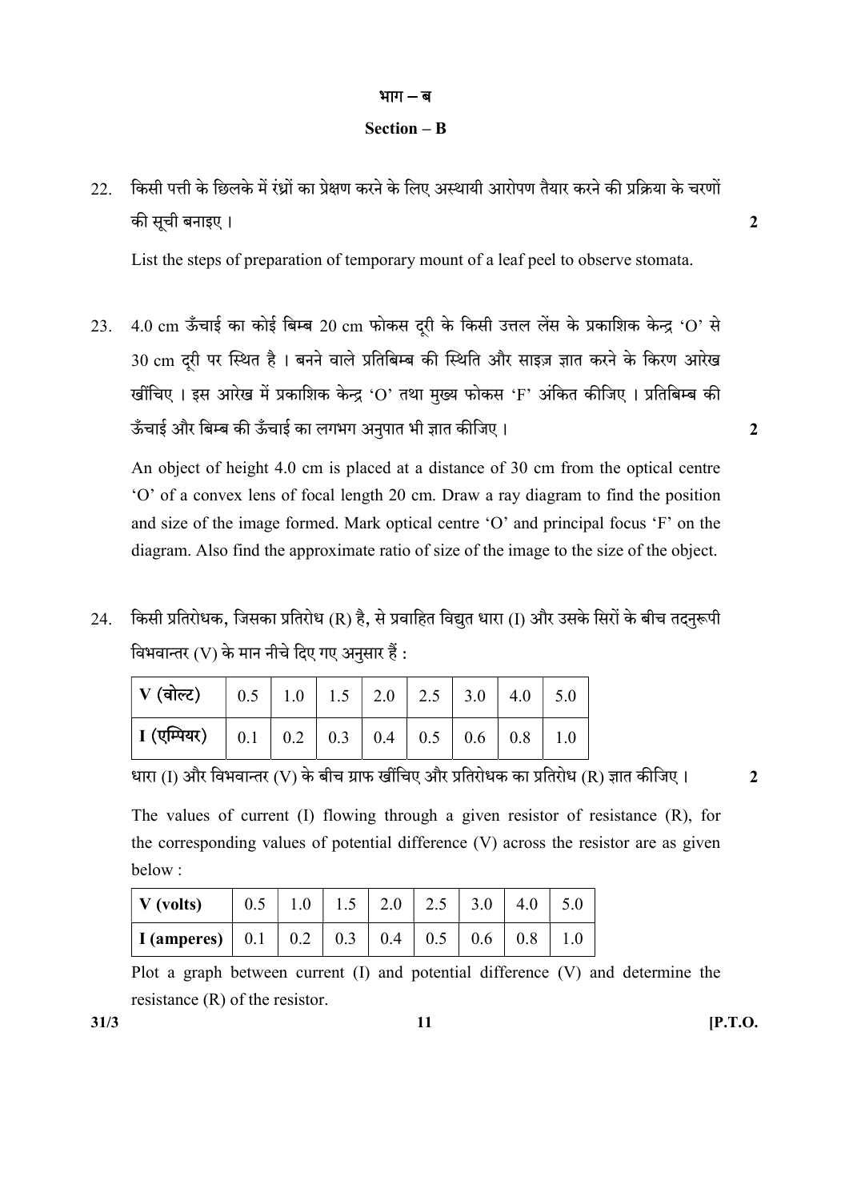भाग – ब

**Section – B**

22. किसी पत्ती के छिलके में रंध्रों का प्रेक्षण करने के लिए अस्थायी आरोपण तैयार करने की प्रक्रिया के चरणों की सूची बनाइए। **2**

List the steps of preparation of temporary mount of a leaf peel to observe stomata.

23. 4.0 cm ऊँचाई का कोई बिम्ब 20 cm फोकस दूरी के किसी उत्तल लेंस के प्रकाशिक केन्द्र 'O' से 30 cm दूरी पर स्थित है। बनने वाले प्रतिबिम्ब की स्थिति और साइज़ ज्ञात करने के किरण आरेख खींचिए। इस आरेख में प्रकाशिक केन्द्र 'O' तथा मुख्य फोकस 'F' अंकित कीजिए। प्रतिबिम्ब की ऊँचाई और बिम्ब की ऊँचाई का लगभग अनुपात भी ज्ञात कीजिए। **2**

An object of height 4.0 cm is placed at a distance of 30 cm from the optical centre 'O' of a convex lens of focal length 20 cm. Draw a ray diagram to find the position and size of the image formed. Mark optical centre 'O' and principal focus 'F' on the diagram. Also find the approximate ratio of size of the image to the size of the object.

24. किसी प्रतिरोधक, जिसका प्रतिरोध (R) है, से प्रवाहित विद्युत धारा (I) और उसके सिरों के बीच तदनुरूपी विभवान्तर (V) के मान नीचे दिए गए अनुसार हैं :

| V (वोल्ट) | 0.5 | 1.0 | 1.5 | 2.0 | 2.5 | 3.0 | 4.0 | 5.0 |
|---|---|---|---|---|---|---|---|---|
| I (एम्पियर) | 0.1 | 0.2 | 0.3 | 0.4 | 0.5 | 0.6 | 0.8 | 1.0 |

धारा (I) और विभवान्तर (V) के बीच ग्राफ खींचिए और प्रतिरोधक का प्रतिरोध (R) ज्ञात कीजिए। **2**

The values of current (I) flowing through a given resistor of resistance (R), for the corresponding values of potential difference (V) across the resistor are as given below :

| V (volts) | 0.5 | 1.0 | 1.5 | 2.0 | 2.5 | 3.0 | 4.0 | 5.0 |
|---|---|---|---|---|---|---|---|---|
| I (amperes) | 0.1 | 0.2 | 0.3 | 0.4 | 0.5 | 0.6 | 0.8 | 1.0 |

Plot a graph between current (I) and potential difference (V) and determine the resistance (R) of the resistor.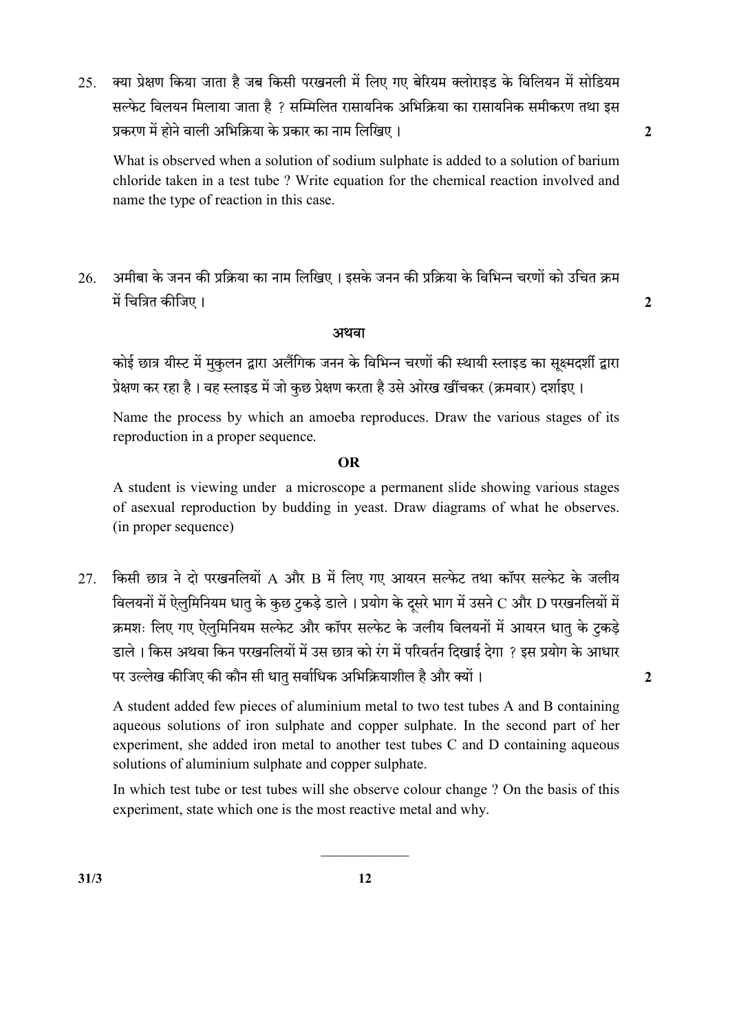25. क्या प्रेक्षण किया जाता है जब किसी परखनली में लिए गए बेरियम क्लोराइड के विलियन में सोडियम सल्फेट विलयन मिलाया जाता है ? सम्मिलित रासायनिक अभिक्रिया का रासायनिक समीकरण तथा इस प्रकरण में होने वाली अभिक्रिया के प्रकार का नाम लिखिए । **2**

What is observed when a solution of sodium sulphate is added to a solution of barium chloride taken in a test tube ? Write equation for the chemical reaction involved and name the type of reaction in this case.

26. अमीबा के जनन की प्रक्रिया का नाम लिखिए । इसके जनन की प्रक्रिया के विभिन्न चरणों को उचित क्रम में चित्रित कीजिए । **2**

**अथवा**

कोई छात्र यीस्ट में मुकुलन द्वारा अलैंगिक जनन के विभिन्न चरणों की स्थायी स्लाइड का सूक्ष्मदर्शी द्वारा प्रेक्षण कर रहा है । वह स्लाइड में जो कुछ प्रेक्षण करता है उसे ओरख खींचकर (क्रमवार) दर्शाइए ।

Name the process by which an amoeba reproduces. Draw the various stages of its reproduction in a proper sequence.

**OR**

A student is viewing under a microscope a permanent slide showing various stages of asexual reproduction by budding in yeast. Draw diagrams of what he observes. (in proper sequence)

27. किसी छात्र ने दो परखनलियों A और B में लिए गए आयरन सल्फेट तथा कॉपर सल्फेट के जलीय विलयनों में ऐलुमिनियम धातु के कुछ टुकड़े डाले । प्रयोग के दूसरे भाग में उसने C और D परखनलियों में क्रमशः लिए गए ऐलुमिनियम सल्फेट और कॉपर सल्फेट के जलीय विलयनों में आयरन धातु के टुकड़े डाले । किस अथवा किन परखनलियों में उस छात्र को रंग में परिवर्तन दिखाई देगा ? इस प्रयोग के आधार पर उल्लेख कीजिए की कौन सी धातु सर्वाधिक अभिक्रियाशील है और क्यों । **2**

A student added few pieces of aluminium metal to two test tubes A and B containing aqueous solutions of iron sulphate and copper sulphate. In the second part of her experiment, she added iron metal to another test tubes C and D containing aqueous solutions of aluminium sulphate and copper sulphate.

In which test tube or test tubes will she observe colour change ? On the basis of this experiment, state which one is the most reactive metal and why.

---